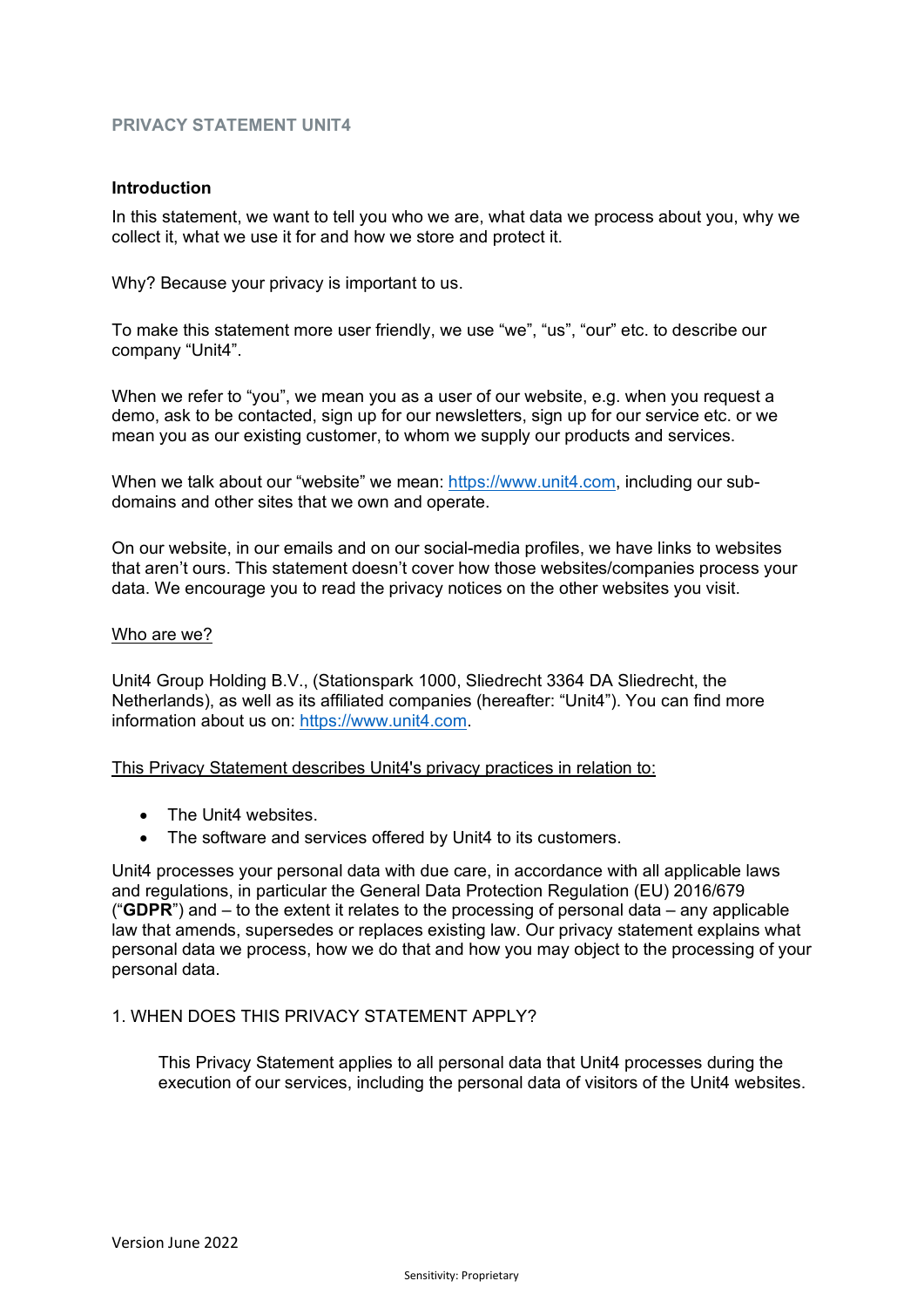# PRIVACY STATEMENT UNIT4

## Introduction

In this statement, we want to tell you who we are, what data we process about you, why we collect it, what we use it for and how we store and protect it.

Why? Because your privacy is important to us.

To make this statement more user friendly, we use "we", "us", "our" etc. to describe our company "Unit4".

When we refer to "you", we mean you as a user of our website, e.g. when you request a demo, ask to be contacted, sign up for our newsletters, sign up for our service etc. or we mean you as our existing customer, to whom we supply our products and services.

When we talk about our "website" we mean: [https://www.unit4.com](https://www.unit4.com), including our sub-domains and other sites that we own and operate.

On our website, in our emails and on our social-media profiles, we have links to websites that aren't ours. This statement doesn't cover how those websites/companies process your data. We encourage you to read the privacy notices on the other websites you visit.

Who are we?

Unit4 Group Holding B.V., (Stationspark 1000, Sliedrecht 3364 DA Sliedrecht, the Netherlands), as well as its affiliated companies (hereafter: "Unit4"). You can find more information about us on: [https://www.unit4.com](https://www.unit4.com).

This Privacy Statement describes Unit4's privacy practices in relation to:

- The Unit4 websites.
- The software and services offered by Unit4 to its customers.

Unit4 processes your personal data with due care, in accordance with all applicable laws and regulations, in particular the General Data Protection Regulation (EU) 2016/679 ("**GDPR**") and – to the extent it relates to the processing of personal data – any applicable law that amends, supersedes or replaces existing law. Our privacy statement explains what personal data we process, how we do that and how you may object to the processing of your personal data.

## 1. WHEN DOES THIS PRIVACY STATEMENT APPLY?

This Privacy Statement applies to all personal data that Unit4 processes during the execution of our services, including the personal data of visitors of the Unit4 websites.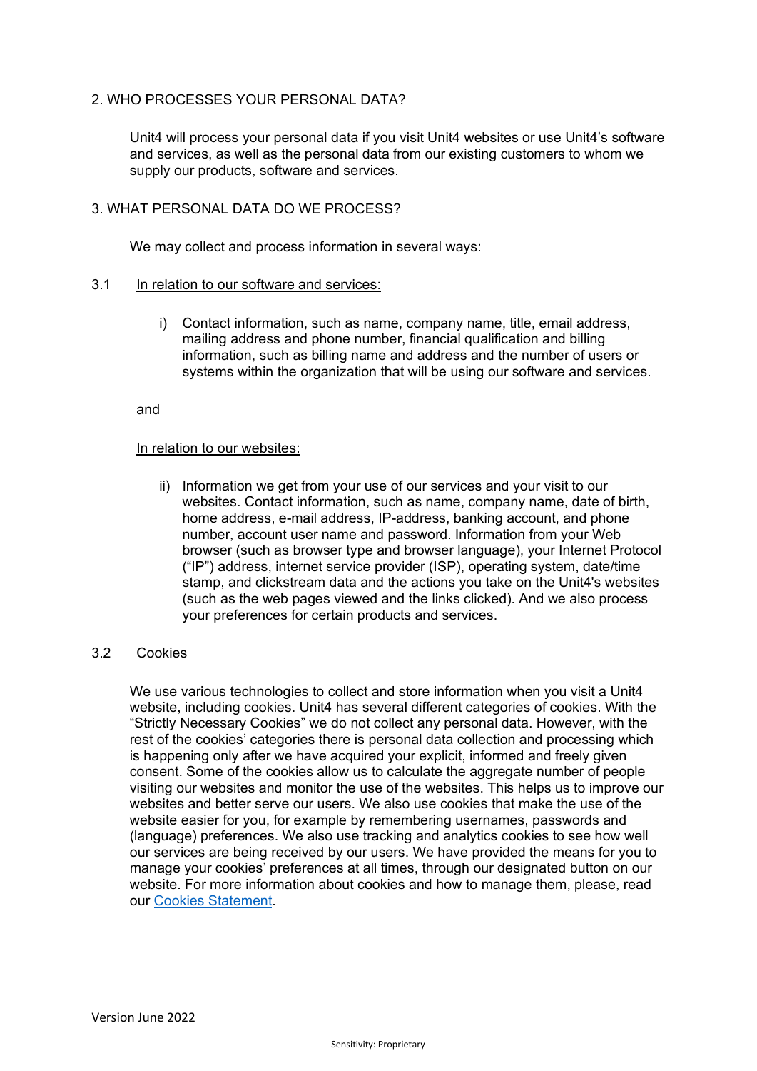## 2. WHO PROCESSES YOUR PERSONAL DATA?

Unit4 will process your personal data if you visit Unit4 websites or use Unit4's software and services, as well as the personal data from our existing customers to whom we supply our products, software and services.

## 3. WHAT PERSONAL DATA DO WE PROCESS?

We may collect and process information in several ways:

### 3.1 <u>In relation to our software and services:</u>

i) Contact information, such as name, company name, title, email address, mailing address and phone number, financial qualification and billing information, such as billing name and address and the number of users or systems within the organization that will be using our software and services.

and

<u>In relation to our websites:</u>

ii) Information we get from your use of our services and your visit to our websites. Contact information, such as name, company name, date of birth, home address, e-mail address, IP-address, banking account, and phone number, account user name and password. Information from your Web browser (such as browser type and browser language), your Internet Protocol ("IP") address, internet service provider (ISP), operating system, date/time stamp, and clickstream data and the actions you take on the Unit4's websites (such as the web pages viewed and the links clicked). And we also process your preferences for certain products and services.

### 3.2 <u>Cookies</u>

We use various technologies to collect and store information when you visit a Unit4 website, including cookies. Unit4 has several different categories of cookies. With the "Strictly Necessary Cookies" we do not collect any personal data. However, with the rest of the cookies' categories there is personal data collection and processing which is happening only after we have acquired your explicit, informed and freely given consent. Some of the cookies allow us to calculate the aggregate number of people visiting our websites and monitor the use of the websites. This helps us to improve our websites and better serve our users. We also use cookies that make the use of the website easier for you, for example by remembering usernames, passwords and (language) preferences. We also use tracking and analytics cookies to see how well our services are being received by our users. We have provided the means for you to manage your cookies' preferences at all times, through our designated button on our website. For more information about cookies and how to manage them, please, read our Cookies Statement.

Version June 2022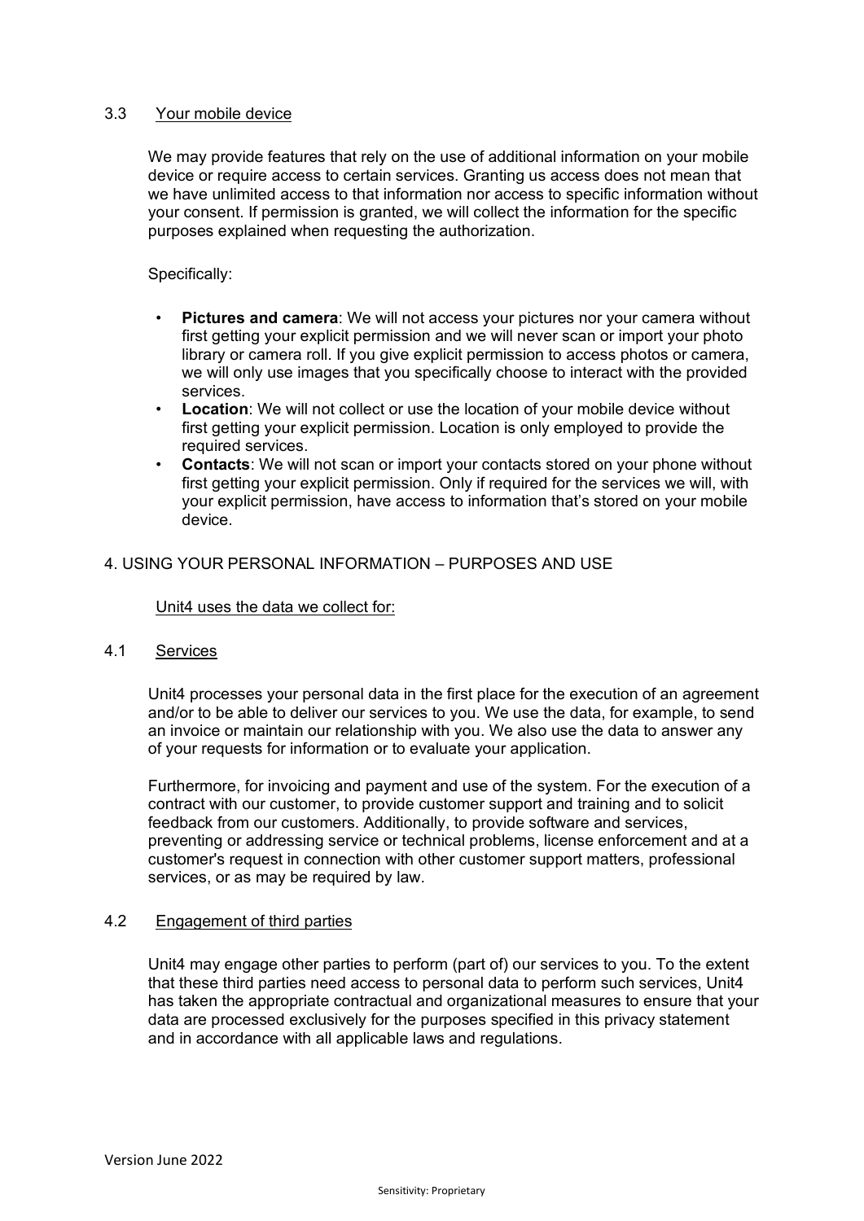### 3.3 Your mobile device

We may provide features that rely on the use of additional information on your mobile device or require access to certain services. Granting us access does not mean that we have unlimited access to that information nor access to specific information without your consent. If permission is granted, we will collect the information for the specific purposes explained when requesting the authorization.

Specifically:

- **Pictures and camera**: We will not access your pictures nor your camera without first getting your explicit permission and we will never scan or import your photo library or camera roll. If you give explicit permission to access photos or camera, we will only use images that you specifically choose to interact with the provided services.
- **Location**: We will not collect or use the location of your mobile device without first getting your explicit permission. Location is only employed to provide the required services.
- **Contacts**: We will not scan or import your contacts stored on your phone without first getting your explicit permission. Only if required for the services we will, with your explicit permission, have access to information that's stored on your mobile device.

## 4. USING YOUR PERSONAL INFORMATION – PURPOSES AND USE

Unit4 uses the data we collect for:

### 4.1 Services

Unit4 processes your personal data in the first place for the execution of an agreement and/or to be able to deliver our services to you. We use the data, for example, to send an invoice or maintain our relationship with you. We also use the data to answer any of your requests for information or to evaluate your application.

Furthermore, for invoicing and payment and use of the system. For the execution of a contract with our customer, to provide customer support and training and to solicit feedback from our customers. Additionally, to provide software and services, preventing or addressing service or technical problems, license enforcement and at a customer's request in connection with other customer support matters, professional services, or as may be required by law.

### 4.2 Engagement of third parties

Unit4 may engage other parties to perform (part of) our services to you. To the extent that these third parties need access to personal data to perform such services, Unit4 has taken the appropriate contractual and organizational measures to ensure that your data are processed exclusively for the purposes specified in this privacy statement and in accordance with all applicable laws and regulations.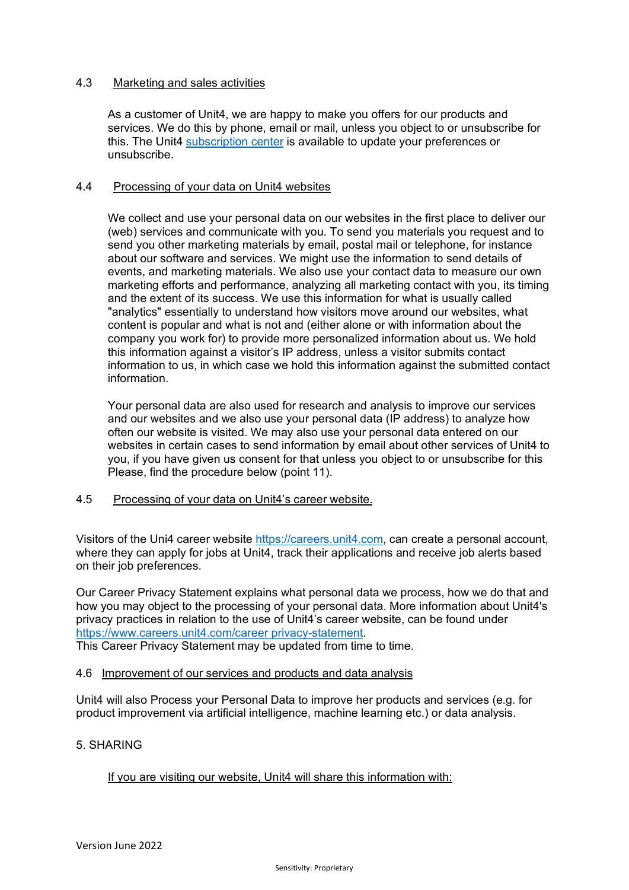### 4.3 Marketing and sales activities

As a customer of Unit4, we are happy to make you offers for our products and services. We do this by phone, email or mail, unless you object to or unsubscribe for this. The Unit4 subscription center is available to update your preferences or unsubscribe.

### 4.4 Processing of your data on Unit4 websites

We collect and use your personal data on our websites in the first place to deliver our (web) services and communicate with you. To send you materials you request and to send you other marketing materials by email, postal mail or telephone, for instance about our software and services. We might use the information to send details of events, and marketing materials. We also use your contact data to measure our own marketing efforts and performance, analyzing all marketing contact with you, its timing and the extent of its success. We use this information for what is usually called "analytics" essentially to understand how visitors move around our websites, what content is popular and what is not and (either alone or with information about the company you work for) to provide more personalized information about us. We hold this information against a visitor's IP address, unless a visitor submits contact information to us, in which case we hold this information against the submitted contact information.

Your personal data are also used for research and analysis to improve our services and our websites and we also use your personal data (IP address) to analyze how often our website is visited. We may also use your personal data entered on our websites in certain cases to send information by email about other services of Unit4 to you, if you have given us consent for that unless you object to or unsubscribe for this Please, find the procedure below (point 11).

### 4.5 Processing of your data on Unit4's career website.

Visitors of the Uni4 career website https://careers.unit4.com, can create a personal account, where they can apply for jobs at Unit4, track their applications and receive job alerts based on their job preferences.

Our Career Privacy Statement explains what personal data we process, how we do that and how you may object to the processing of your personal data. More information about Unit4's privacy practices in relation to the use of Unit4's career website, can be found under https://www.careers.unit4.com/career privacy-statement.
This Career Privacy Statement may be updated from time to time.

### 4.6 Improvement of our services and products and data analysis

Unit4 will also Process your Personal Data to improve her products and services (e.g. for product improvement via artificial intelligence, machine learning etc.) or data analysis.

## 5. SHARING

If you are visiting our website, Unit4 will share this information with: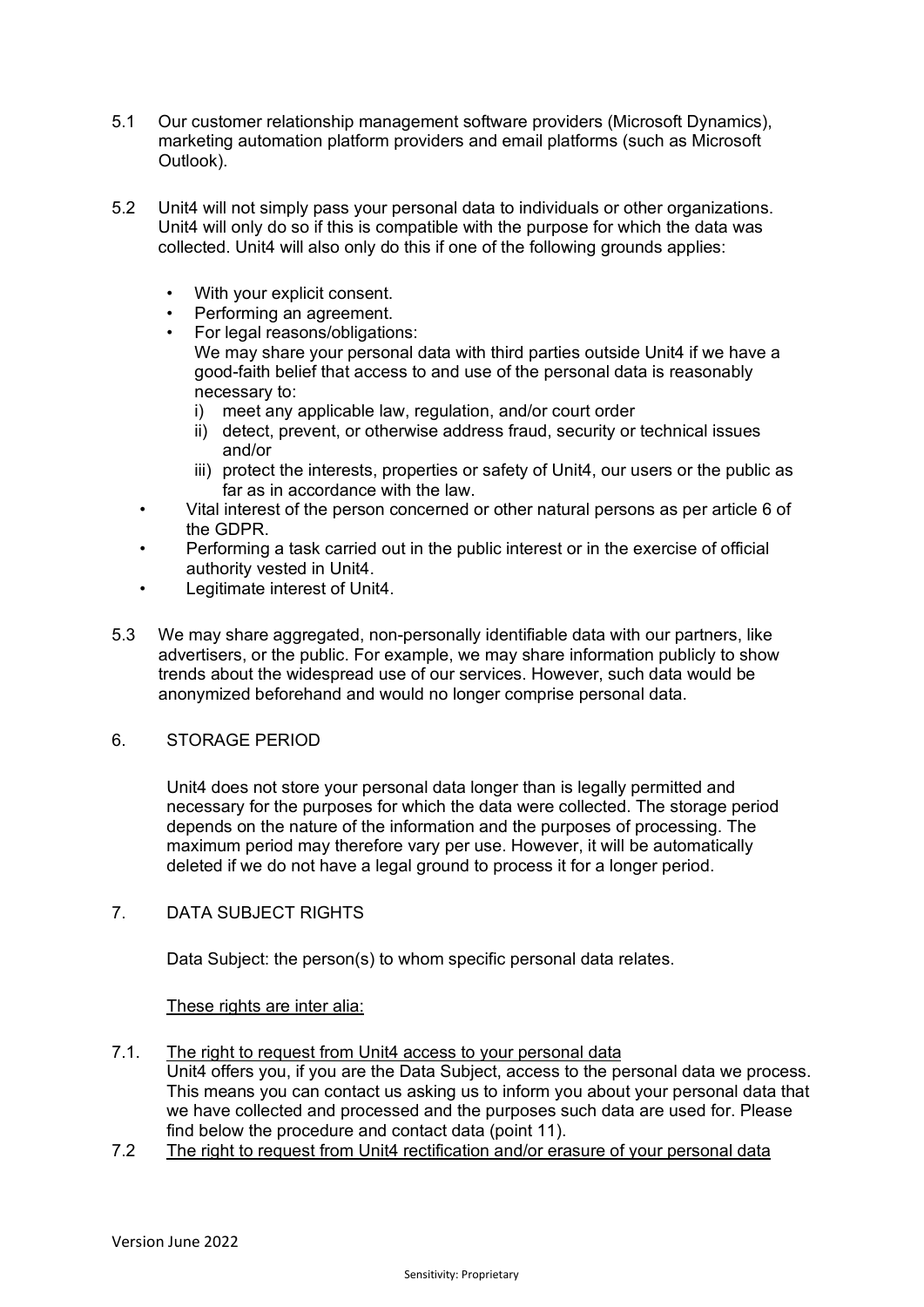5.1 Our customer relationship management software providers (Microsoft Dynamics), marketing automation platform providers and email platforms (such as Microsoft Outlook).

5.2 Unit4 will not simply pass your personal data to individuals or other organizations. Unit4 will only do so if this is compatible with the purpose for which the data was collected. Unit4 will also only do this if one of the following grounds applies:

- With your explicit consent.
- Performing an agreement.
- For legal reasons/obligations:
  We may share your personal data with third parties outside Unit4 if we have a good-faith belief that access to and use of the personal data is reasonably necessary to:
  i) meet any applicable law, regulation, and/or court order
  ii) detect, prevent, or otherwise address fraud, security or technical issues and/or
  iii) protect the interests, properties or safety of Unit4, our users or the public as far as in accordance with the law.
- Vital interest of the person concerned or other natural persons as per article 6 of the GDPR.
- Performing a task carried out in the public interest or in the exercise of official authority vested in Unit4.
- Legitimate interest of Unit4.

5.3 We may share aggregated, non-personally identifiable data with our partners, like advertisers, or the public. For example, we may share information publicly to show trends about the widespread use of our services. However, such data would be anonymized beforehand and would no longer comprise personal data.

## 6. STORAGE PERIOD

Unit4 does not store your personal data longer than is legally permitted and necessary for the purposes for which the data were collected. The storage period depends on the nature of the information and the purposes of processing. The maximum period may therefore vary per use. However, it will be automatically deleted if we do not have a legal ground to process it for a longer period.

## 7. DATA SUBJECT RIGHTS

Data Subject: the person(s) to whom specific personal data relates.

<u>These rights are inter alia:</u>

7.1. <u>The right to request from Unit4 access to your personal data</u>
Unit4 offers you, if you are the Data Subject, access to the personal data we process. This means you can contact us asking us to inform you about your personal data that we have collected and processed and the purposes such data are used for. Please find below the procedure and contact data (point 11).

7.2 <u>The right to request from Unit4 rectification and/or erasure of your personal data</u>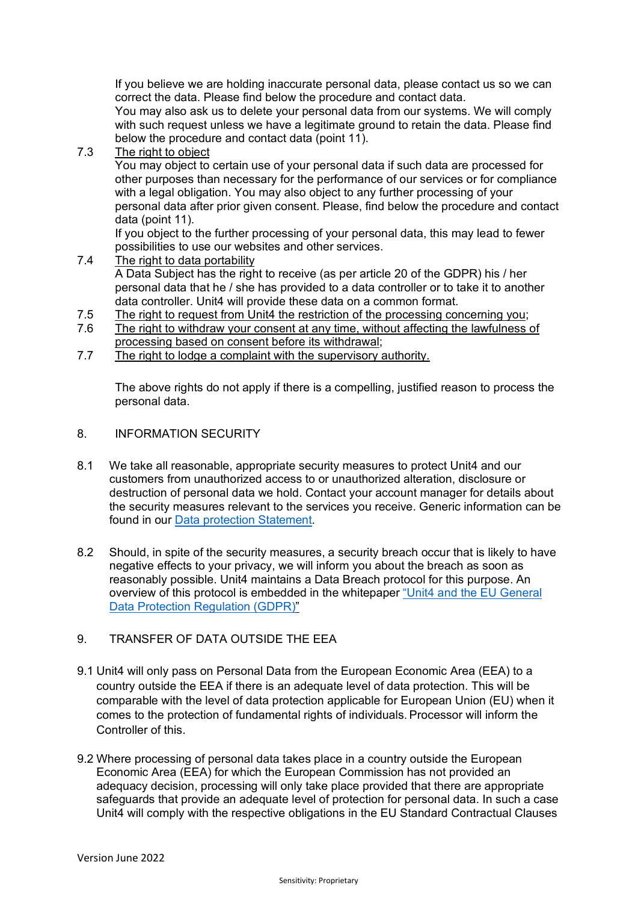If you believe we are holding inaccurate personal data, please contact us so we can correct the data. Please find below the procedure and contact data.
You may also ask us to delete your personal data from our systems. We will comply with such request unless we have a legitimate ground to retain the data. Please find below the procedure and contact data (point 11).

7.3 The right to object

You may object to certain use of your personal data if such data are processed for other purposes than necessary for the performance of our services or for compliance with a legal obligation. You may also object to any further processing of your personal data after prior given consent. Please, find below the procedure and contact data (point 11).
If you object to the further processing of your personal data, this may lead to fewer possibilities to use our websites and other services.

7.4 The right to data portability

A Data Subject has the right to receive (as per article 20 of the GDPR) his / her personal data that he / she has provided to a data controller or to take it to another data controller. Unit4 will provide these data on a common format.

7.5 The right to request from Unit4 the restriction of the processing concerning you;

7.6 The right to withdraw your consent at any time, without affecting the lawfulness of processing based on consent before its withdrawal;

7.7 The right to lodge a complaint with the supervisory authority.

The above rights do not apply if there is a compelling, justified reason to process the personal data.

## 8. INFORMATION SECURITY

8.1 We take all reasonable, appropriate security measures to protect Unit4 and our customers from unauthorized access to or unauthorized alteration, disclosure or destruction of personal data we hold. Contact your account manager for details about the security measures relevant to the services you receive. Generic information can be found in our Data protection Statement.

8.2 Should, in spite of the security measures, a security breach occur that is likely to have negative effects to your privacy, we will inform you about the breach as soon as reasonably possible. Unit4 maintains a Data Breach protocol for this purpose. An overview of this protocol is embedded in the whitepaper "Unit4 and the EU General Data Protection Regulation (GDPR)"

## 9. TRANSFER OF DATA OUTSIDE THE EEA

9.1 Unit4 will only pass on Personal Data from the European Economic Area (EEA) to a country outside the EEA if there is an adequate level of data protection. This will be comparable with the level of data protection applicable for European Union (EU) when it comes to the protection of fundamental rights of individuals. Processor will inform the Controller of this.

9.2 Where processing of personal data takes place in a country outside the European Economic Area (EEA) for which the European Commission has not provided an adequacy decision, processing will only take place provided that there are appropriate safeguards that provide an adequate level of protection for personal data. In such a case Unit4 will comply with the respective obligations in the EU Standard Contractual Clauses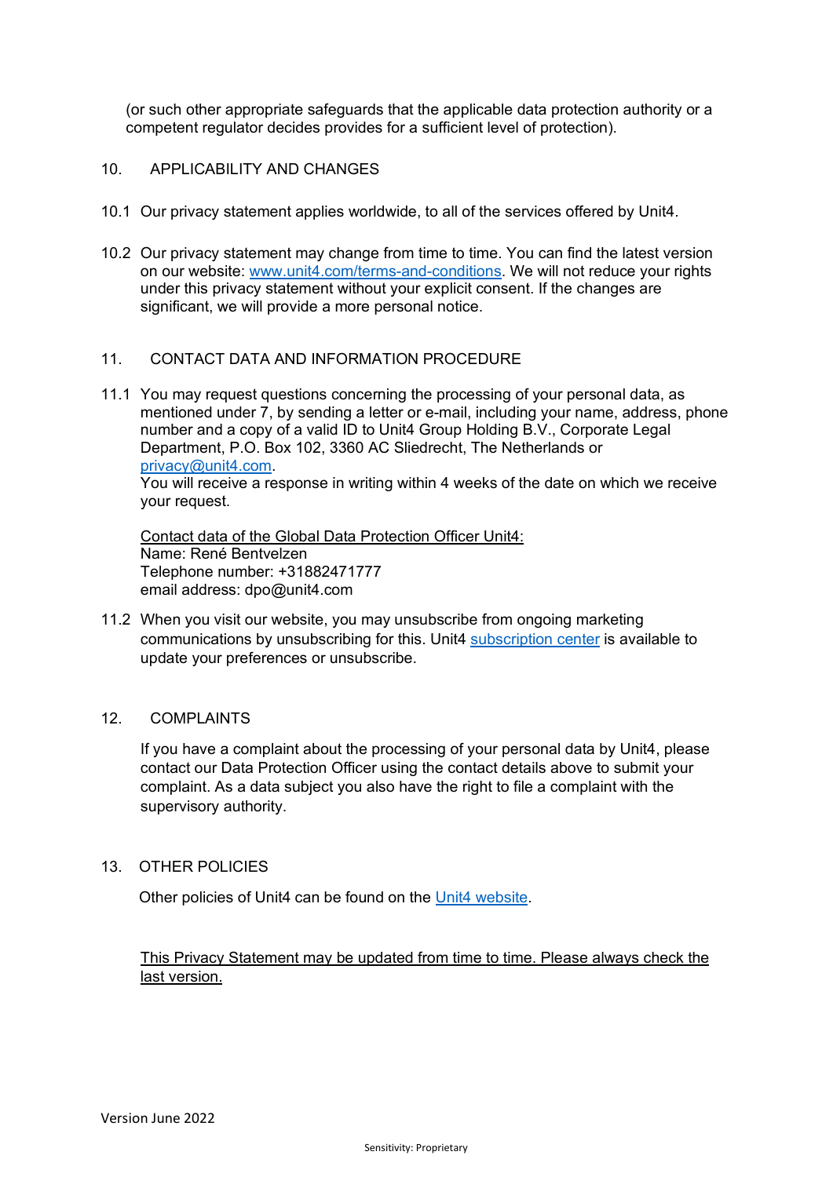(or such other appropriate safeguards that the applicable data protection authority or a competent regulator decides provides for a sufficient level of protection).

## 10. APPLICABILITY AND CHANGES

10.1 Our privacy statement applies worldwide, to all of the services offered by Unit4.

10.2 Our privacy statement may change from time to time. You can find the latest version on our website: www.unit4.com/terms-and-conditions. We will not reduce your rights under this privacy statement without your explicit consent. If the changes are significant, we will provide a more personal notice.

## 11. CONTACT DATA AND INFORMATION PROCEDURE

11.1 You may request questions concerning the processing of your personal data, as mentioned under 7, by sending a letter or e-mail, including your name, address, phone number and a copy of a valid ID to Unit4 Group Holding B.V., Corporate Legal Department, P.O. Box 102, 3360 AC Sliedrecht, The Netherlands or privacy@unit4.com.
You will receive a response in writing within 4 weeks of the date on which we receive your request.

Contact data of the Global Data Protection Officer Unit4:
Name: René Bentvelzen
Telephone number: +31882471777
email address: dpo@unit4.com

11.2 When you visit our website, you may unsubscribe from ongoing marketing communications by unsubscribing for this. Unit4 subscription center is available to update your preferences or unsubscribe.

## 12. COMPLAINTS

If you have a complaint about the processing of your personal data by Unit4, please contact our Data Protection Officer using the contact details above to submit your complaint. As a data subject you also have the right to file a complaint with the supervisory authority.

## 13. OTHER POLICIES

Other policies of Unit4 can be found on the Unit4 website.

This Privacy Statement may be updated from time to time. Please always check the last version.

Version June 2022

Sensitivity: Proprietary